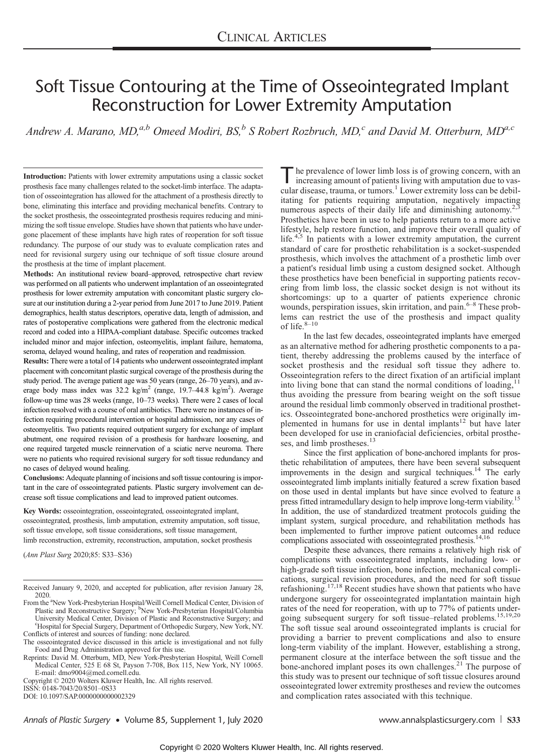CLINICAL ARTICLES

# Soft Tissue Contouring at the Time of Osseointegrated Implant Reconstruction for Lower Extremity Amputation

*Andrew A. Marano, MD,[a,b] Omeed Modiri, BS,[b] S Robert Rozbruch, MD,[c] and David M. Otterburn, MD[a,c]*

**Introduction:** Patients with lower extremity amputations using a classic socket prosthesis face many challenges related to the socket-limb interface. The adaptation of osseointegration has allowed for the attachment of a prosthesis directly to bone, eliminating this interface and providing mechanical benefits. Contrary to the socket prosthesis, the osseointegrated prosthesis requires reducing and minimizing the soft tissue envelope. Studies have shown that patients who have undergone placement of these implants have high rates of reoperation for soft tissue redundancy. The purpose of our study was to evaluate complication rates and need for revisional surgery using our technique of soft tissue closure around the prosthesis at the time of implant placement.

**Methods:** An institutional review board–approved, retrospective chart review was performed on all patients who underwent implantation of an osseointegrated prosthesis for lower extremity amputation with concomitant plastic surgery closure at our institution during a 2-year period from June 2017 to June 2019. Patient demographics, health status descriptors, operative data, length of admission, and rates of postoperative complications were gathered from the electronic medical record and coded into a HIPAA-compliant database. Specific outcomes tracked included minor and major infection, osteomyelitis, implant failure, hematoma, seroma, delayed wound healing, and rates of reoperation and readmission.

**Results:** There were a total of 14 patients who underwent osseointegrated implant placement with concomitant plastic surgical coverage of the prosthesis during the study period. The average patient age was 50 years (range, 26–70 years), and average body mass index was 32.2 kg/m$^2$ (range, 19.7–44.8 kg/m$^2$). Average follow-up time was 28 weeks (range, 10–73 weeks). There were 2 cases of local infection resolved with a course of oral antibiotics. There were no instances of infection requiring procedural intervention or hospital admission, nor any cases of osteomyelitis. Two patients required outpatient surgery for exchange of implant abutment, one required revision of a prosthesis for hardware loosening, and one required targeted muscle reinnervation of a sciatic nerve neuroma. There were no patients who required revisional surgery for soft tissue redundancy and no cases of delayed wound healing.

**Conclusions:** Adequate planning of incisions and soft tissue contouring is important in the care of osseointegrated patients. Plastic surgery involvement can decrease soft tissue complications and lead to improved patient outcomes.

**Key Words:** osseointegration, osseointegrated, osseointegrated implant, osseointegrated, prosthesis, limb amputation, extremity amputation, soft tissue, soft tissue envelope, soft tissue considerations, soft tissue management, limb reconstruction, extremity, reconstruction, amputation, socket prosthesis

(*Ann Plast Surg* 2020;85: S33–S36)

Received January 9, 2020, and accepted for publication, after revision January 28, 2020.

From the [a]New York-Presbyterian Hospital/Weill Cornell Medical Center, Division of Plastic and Reconstructive Surgery; [b]New York-Presbyterian Hospital/Columbia University Medical Center, Division of Plastic and Reconstructive Surgery; and [c]Hospital for Special Surgery, Department of Orthopedic Surgery, New York, NY.

Conflicts of interest and sources of funding: none declared.

The osseointegrated device discussed in this article is investigational and not fully Food and Drug Administration approved for this use.

Reprints: David M. Otterburn, MD, New York-Presbyterian Hospital, Weill Cornell Medical Center, 525 E 68 St, Payson 7-708, Box 115, New York, NY 10065. E-mail: dmo9004@med.cornell.edu.

Copyright © 2020 Wolters Kluwer Health, Inc. All rights reserved.

ISSN: 0148-7043/20/8501–0S33

DOI: 10.1097/SAP.0000000000002329

The prevalence of lower limb loss is of growing concern, with an increasing amount of patients living with amputation due to vascular disease, trauma, or tumors.[1] Lower extremity loss can be debilitating for patients requiring amputation, negatively impacting numerous aspects of their daily life and diminishing autonomy.[2,3] Prosthetics have been in use to help patients return to a more active lifestyle, help restore function, and improve their overall quality of life.[4,5] In patients with a lower extremity amputation, the current standard of care for prosthetic rehabilitation is a socket-suspended prosthesis, which involves the attachment of a prosthetic limb over a patient's residual limb using a custom designed socket. Although these prosthetics have been beneficial in supporting patients recovering from limb loss, the classic socket design is not without its shortcomings: up to a quarter of patients experience chronic wounds, perspiration issues, skin irritation, and pain.[6–8] These problems can restrict the use of the prosthesis and impact quality of life.[8–10]

In the last few decades, osseointegrated implants have emerged as an alternative method for adhering prosthetic components to a patient, thereby addressing the problems caused by the interface of socket prosthesis and the residual soft tissue they adhere to. Osseointegration refers to the direct fixation of an artificial implant into living bone that can stand the normal conditions of loading,[11] thus avoiding the pressure from bearing weight on the soft tissue around the residual limb commonly observed in traditional prosthetics. Osseointegrated bone-anchored prosthetics were originally implemented in humans for use in dental implants[12] but have later been developed for use in craniofacial deficiencies, orbital prostheses, and limb prostheses.[13]

Since the first application of bone-anchored implants for prosthetic rehabilitation of amputees, there have been several subsequent improvements in the design and surgical techniques.[14] The early osseointegrated limb implants initially featured a screw fixation based on those used in dental implants but have since evolved to feature a press fitted intramedullary design to help improve long-term viability.[15] In addition, the use of standardized treatment protocols guiding the implant system, surgical procedure, and rehabilitation methods has been implemented to further improve patient outcomes and reduce complications associated with osseointegrated prosthesis.[14,16]

Despite these advances, there remains a relatively high risk of complications with osseointegrated implants, including low- or high-grade soft tissue infection, bone infection, mechanical complications, surgical revision procedures, and the need for soft tissue refashioning.[17,18] Recent studies have shown that patients who have undergone surgery for osseointegrated implantation maintain high rates of the need for reoperation, with up to 77% of patients undergoing subsequent surgery for soft tissue–related problems.[15,19,20] The soft tissue seal around osseointegrated implants is crucial for providing a barrier to prevent complications and also to ensure long-term viability of the implant. However, establishing a strong, permanent closure at the interface between the soft tissue and the bone-anchored implant poses its own challenges.[21] The purpose of this study was to present our technique of soft tissue closures around osseointegrated lower extremity prostheses and review the outcomes and complication rates associated with this technique.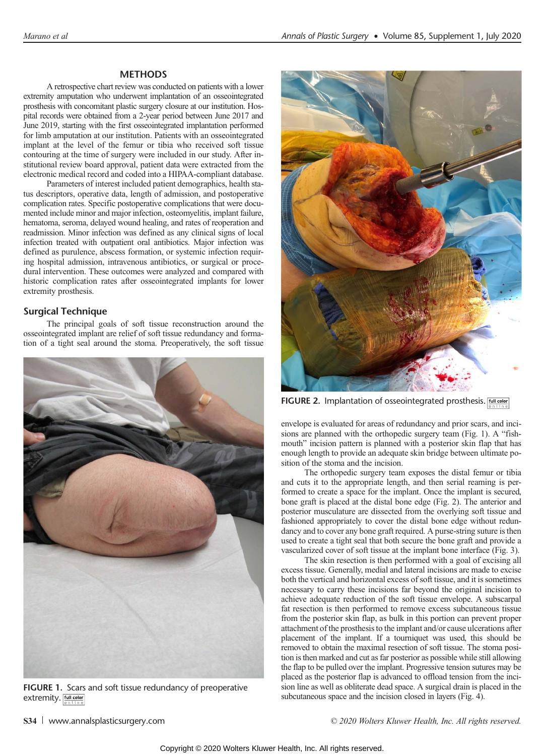## METHODS

A retrospective chart review was conducted on patients with a lower extremity amputation who underwent implantation of an osseointegrated prosthesis with concomitant plastic surgery closure at our institution. Hospital records were obtained from a 2-year period between June 2017 and June 2019, starting with the first osseointegrated implantation performed for limb amputation at our institution. Patients with an osseointegrated implant at the level of the femur or tibia who received soft tissue contouring at the time of surgery were included in our study. After institutional review board approval, patient data were extracted from the electronic medical record and coded into a HIPAA-compliant database.

Parameters of interest included patient demographics, health status descriptors, operative data, length of admission, and postoperative complication rates. Specific postoperative complications that were documented include minor and major infection, osteomyelitis, implant failure, hematoma, seroma, delayed wound healing, and rates of reoperation and readmission. Minor infection was defined as any clinical signs of local infection treated with outpatient oral antibiotics. Major infection was defined as purulence, abscess formation, or systemic infection requiring hospital admission, intravenous antibiotics, or surgical or procedural intervention. These outcomes were analyzed and compared with historic complication rates after osseointegrated implants for lower extremity prosthesis.

### Surgical Technique

The principal goals of soft tissue reconstruction around the osseointegrated implant are relief of soft tissue redundancy and formation of a tight seal around the stoma. Preoperatively, the soft tissue envelope is evaluated for areas of redundancy and prior scars, and incisions are planned with the orthopedic surgery team (Fig. 1). A "fish-mouth" incision pattern is planned with a posterior skin flap that has enough length to provide an adequate skin bridge between ultimate position of the stoma and the incision.

FIGURE 1. Scars and soft tissue redundancy of preoperative extremity.

FIGURE 2. Implantation of osseointegrated prosthesis.

The orthopedic surgery team exposes the distal femur or tibia and cuts it to the appropriate length, and then serial reaming is performed to create a space for the implant. Once the implant is secured, bone graft is placed at the distal bone edge (Fig. 2). The anterior and posterior musculature are dissected from the overlying soft tissue and fashioned appropriately to cover the distal bone edge without redundancy and to cover any bone graft required. A purse-string suture is then used to create a tight seal that both secure the bone graft and provide a vascularized cover of soft tissue at the implant bone interface (Fig. 3).

The skin resection is then performed with a goal of excising all excess tissue. Generally, medial and lateral incisions are made to excise both the vertical and horizontal excess of soft tissue, and it is sometimes necessary to carry these incisions far beyond the original incision to achieve adequate reduction of the soft tissue envelope. A subscarpal fat resection is then performed to remove excess subcutaneous tissue from the posterior skin flap, as bulk in this portion can prevent proper attachment of the prosthesis to the implant and/or cause ulcerations after placement of the implant. If a tourniquet was used, this should be removed to obtain the maximal resection of soft tissue. The stoma position is then marked and cut as far posterior as possible while still allowing the flap to be pulled over the implant. Progressive tension sutures may be placed as the posterior flap is advanced to offload tension from the incision line as well as obliterate dead space. A surgical drain is placed in the subcutaneous space and the incision closed in layers (Fig. 4).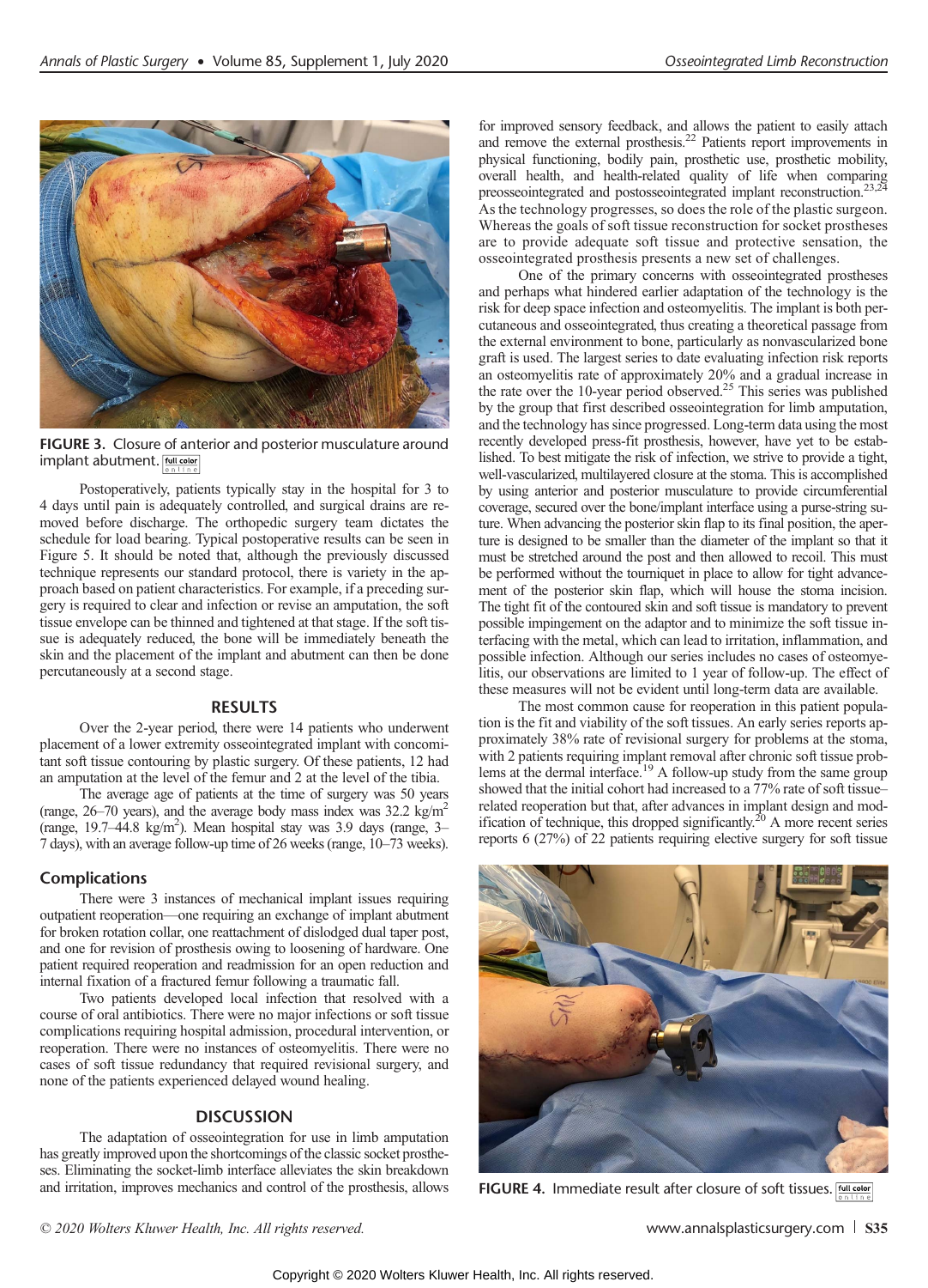FIGURE 3. Closure of anterior and posterior musculature around implant abutment.

Postoperatively, patients typically stay in the hospital for 3 to 4 days until pain is adequately controlled, and surgical drains are removed before discharge. The orthopedic surgery team dictates the schedule for load bearing. Typical postoperative results can be seen in Figure 5. It should be noted that, although the previously discussed technique represents our standard protocol, there is variety in the approach based on patient characteristics. For example, if a preceding surgery is required to clear and infection or revise an amputation, the soft tissue envelope can be thinned and tightened at that stage. If the soft tissue is adequately reduced, the bone will be immediately beneath the skin and the placement of the implant and abutment can then be done percutaneously at a second stage.

## RESULTS

Over the 2-year period, there were 14 patients who underwent placement of a lower extremity osseointegrated implant with concomitant soft tissue contouring by plastic surgery. Of these patients, 12 had an amputation at the level of the femur and 2 at the level of the tibia.

The average age of patients at the time of surgery was 50 years (range, 26–70 years), and the average body mass index was 32.2 kg/m$^2$ (range, 19.7–44.8 kg/m$^2$). Mean hospital stay was 3.9 days (range, 3–7 days), with an average follow-up time of 26 weeks (range, 10–73 weeks).

### Complications

There were 3 instances of mechanical implant issues requiring outpatient reoperation—one requiring an exchange of implant abutment for broken rotation collar, one reattachment of dislodged dual taper post, and one for revision of prosthesis owing to loosening of hardware. One patient required reoperation and readmission for an open reduction and internal fixation of a fractured femur following a traumatic fall.

Two patients developed local infection that resolved with a course of oral antibiotics. There were no major infections or soft tissue complications requiring hospital admission, procedural intervention, or reoperation. There were no instances of osteomyelitis. There were no cases of soft tissue redundancy that required revisional surgery, and none of the patients experienced delayed wound healing.

## DISCUSSION

The adaptation of osseointegration for use in limb amputation has greatly improved upon the shortcomings of the classic socket prostheses. Eliminating the socket-limb interface alleviates the skin breakdown and irritation, improves mechanics and control of the prosthesis, allows for improved sensory feedback, and allows the patient to easily attach and remove the external prosthesis.[22] Patients report improvements in physical functioning, bodily pain, prosthetic use, prosthetic mobility, overall health, and health-related quality of life when comparing preosseointegrated and postosseointegrated implant reconstruction.[23,24] As the technology progresses, so does the role of the plastic surgeon. Whereas the goals of soft tissue reconstruction for socket prostheses are to provide adequate soft tissue and protective sensation, the osseointegrated prosthesis presents a new set of challenges.

One of the primary concerns with osseointegrated prostheses and perhaps what hindered earlier adaptation of the technology is the risk for deep space infection and osteomyelitis. The implant is both percutaneous and osseointegrated, thus creating a theoretical passage from the external environment to bone, particularly as nonvascularized bone graft is used. The largest series to date evaluating infection risk reports an osteomyelitis rate of approximately 20% and a gradual increase in the rate over the 10-year period observed.[25] This series was published by the group that first described osseointegration for limb amputation, and the technology has since progressed. Long-term data using the most recently developed press-fit prosthesis, however, have yet to be established. To best mitigate the risk of infection, we strive to provide a tight, well-vascularized, multilayered closure at the stoma. This is accomplished by using anterior and posterior musculature to provide circumferential coverage, secured over the bone/implant interface using a purse-string suture. When advancing the posterior skin flap to its final position, the aperture is designed to be smaller than the diameter of the implant so that it must be stretched around the post and then allowed to recoil. This must be performed without the tourniquet in place to allow for tight advancement of the posterior skin flap, which will house the stoma incision. The tight fit of the contoured skin and soft tissue is mandatory to prevent possible impingement on the adaptor and to minimize the soft tissue interfacing with the metal, which can lead to irritation, inflammation, and possible infection. Although our series includes no cases of osteomyelitis, our observations are limited to 1 year of follow-up. The effect of these measures will not be evident until long-term data are available.

The most common cause for reoperation in this patient population is the fit and viability of the soft tissues. An early series reports approximately 38% rate of revisional surgery for problems at the stoma, with 2 patients requiring implant removal after chronic soft tissue problems at the dermal interface.[19] A follow-up study from the same group showed that the initial cohort had increased to a 77% rate of soft tissue–related reoperation but that, after advances in implant design and modification of technique, this dropped significantly.[20] A more recent series reports 6 (27%) of 22 patients requiring elective surgery for soft tissue

FIGURE 4. Immediate result after closure of soft tissues.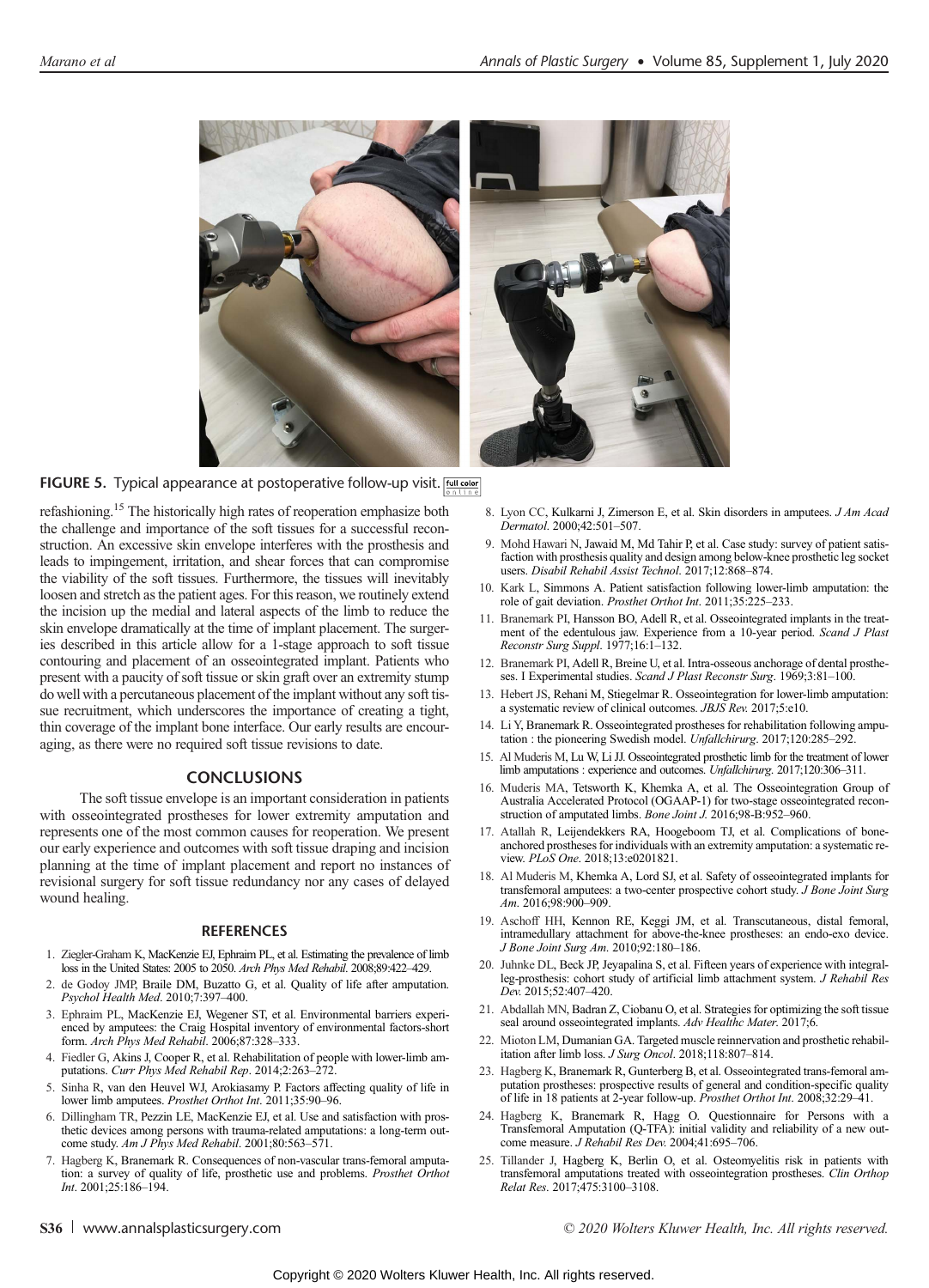FIGURE 5. Typical appearance at postoperative follow-up visit.

refashioning.[15] The historically high rates of reoperation emphasize both the challenge and importance of the soft tissues for a successful reconstruction. An excessive skin envelope interferes with the prosthesis and leads to impingement, irritation, and shear forces that can compromise the viability of the soft tissues. Furthermore, the tissues will inevitably loosen and stretch as the patient ages. For this reason, we routinely extend the incision up the medial and lateral aspects of the limb to reduce the skin envelope dramatically at the time of implant placement. The surgeries described in this article allow for a 1-stage approach to soft tissue contouring and placement of an osseointegrated implant. Patients who present with a paucity of soft tissue or skin graft over an extremity stump do well with a percutaneous placement of the implant without any soft tissue recruitment, which underscores the importance of creating a tight, thin coverage of the implant bone interface. Our early results are encouraging, as there were no required soft tissue revisions to date.

## CONCLUSIONS

The soft tissue envelope is an important consideration in patients with osseointegrated prostheses for lower extremity amputation and represents one of the most common causes for reoperation. We present our early experience and outcomes with soft tissue draping and incision planning at the time of implant placement and report no instances of revisional surgery for soft tissue redundancy nor any cases of delayed wound healing.

## REFERENCES

1. Ziegler-Graham K, MacKenzie EJ, Ephraim PL, et al. Estimating the prevalence of limb loss in the United States: 2005 to 2050. *Arch Phys Med Rehabil*. 2008;89:422–429.
2. de Godoy JMP, Braile DM, Buzatto G, et al. Quality of life after amputation. *Psychol Health Med*. 2010;7:397–400.
3. Ephraim PL, MacKenzie EJ, Wegener ST, et al. Environmental barriers experienced by amputees: the Craig Hospital inventory of environmental factors-short form. *Arch Phys Med Rehabil*. 2006;87:328–333.
4. Fiedler G, Akins J, Cooper R, et al. Rehabilitation of people with lower-limb amputations. *Curr Phys Med Rehabil Rep*. 2014;2:263–272.
5. Sinha R, van den Heuvel WJ, Arokiasamy P. Factors affecting quality of life in lower limb amputees. *Prosthet Orthot Int*. 2011;35:90–96.
6. Dillingham TR, Pezzin LE, MacKenzie EJ, et al. Use and satisfaction with prosthetic devices among persons with trauma-related amputations: a long-term outcome study. *Am J Phys Med Rehabil*. 2001;80:563–571.
7. Hagberg K, Branemark R. Consequences of non-vascular trans-femoral amputation: a survey of quality of life, prosthetic use and problems. *Prosthet Orthot Int*. 2001;25:186–194.
8. Lyon CC, Kulkarni J, Zimerson E, et al. Skin disorders in amputees. *J Am Acad Dermatol*. 2000;42:501–507.
9. Mohd Hawari N, Jawaid M, Md Tahir P, et al. Case study: survey of patient satisfaction with prosthesis quality and design among below-knee prosthetic leg socket users. *Disabil Rehabil Assist Technol*. 2017;12:868–874.
10. Kark L, Simmons A. Patient satisfaction following lower-limb amputation: the role of gait deviation. *Prosthet Orthot Int*. 2011;35:225–233.
11. Branemark PI, Hansson BO, Adell R, et al. Osseointegrated implants in the treatment of the edentulous jaw. Experience from a 10-year period. *Scand J Plast Reconstr Surg Suppl*. 1977;16:1–132.
12. Branemark PI, Adell R, Breine U, et al. Intra-osseous anchorage of dental prostheses. I Experimental studies. *Scand J Plast Reconstr Surg*. 1969;3:81–100.
13. Hebert JS, Rehani M, Stiegelmar R. Osseointegration for lower-limb amputation: a systematic review of clinical outcomes. *JBJS Rev*. 2017;5:e10.
14. Li Y, Branemark R. Osseointegrated prostheses for rehabilitation following amputation : the pioneering Swedish model. *Unfallchirurg*. 2017;120:285–292.
15. Al Muderis M, Lu W, Li JJ. Osseointegrated prosthetic limb for the treatment of lower limb amputations : experience and outcomes. *Unfallchirurg*. 2017;120:306–311.
16. Muderis MA, Tetsworth K, Khemka A, et al. The Osseointegration Group of Australia Accelerated Protocol (OGAAP-1) for two-stage osseointegrated reconstruction of amputated limbs. *Bone Joint J*. 2016;98-B:952–960.
17. Atallah R, Leijendekkers RA, Hoogeboom TJ, et al. Complications of bone-anchored prostheses for individuals with an extremity amputation: a systematic review. *PLoS One*. 2018;13:e0201821.
18. Al Muderis M, Khemka A, Lord SJ, et al. Safety of osseointegrated implants for transfemoral amputees: a two-center prospective cohort study. *J Bone Joint Surg Am*. 2016;98:900–909.
19. Aschoff HH, Kennon RE, Keggi JM, et al. Transcutaneous, distal femoral, intramedullary attachment for above-the-knee prostheses: an endo-exo device. *J Bone Joint Surg Am*. 2010;92:180–186.
20. Juhnke DL, Beck JP, Jeyapalina S, et al. Fifteen years of experience with integral-leg-prosthesis: cohort study of artificial limb attachment system. *J Rehabil Res Dev*. 2015;52:407–420.
21. Abdallah MN, Badran Z, Ciobanu O, et al. Strategies for optimizing the soft tissue seal around osseointegrated implants. *Adv Healthc Mater*. 2017;6.
22. Mioton LM, Dumanian GA. Targeted muscle reinnervation and prosthetic rehabilitation after limb loss. *J Surg Oncol*. 2018;118:807–814.
23. Hagberg K, Branemark R, Gunterberg B, et al. Osseointegrated trans-femoral amputation prostheses: prospective results of general and condition-specific quality of life in 18 patients at 2-year follow-up. *Prosthet Orthot Int*. 2008;32:29–41.
24. Hagberg K, Branemark R, Hagg O. Questionnaire for Persons with a Transfemoral Amputation (Q-TFA): initial validity and reliability of a new outcome measure. *J Rehabil Res Dev*. 2004;41:695–706.
25. Tillander J, Hagberg K, Berlin O, et al. Osteomyelitis risk in patients with transfemoral amputations treated with osseointegration prostheses. *Clin Orthop Relat Res*. 2017;475:3100–3108.